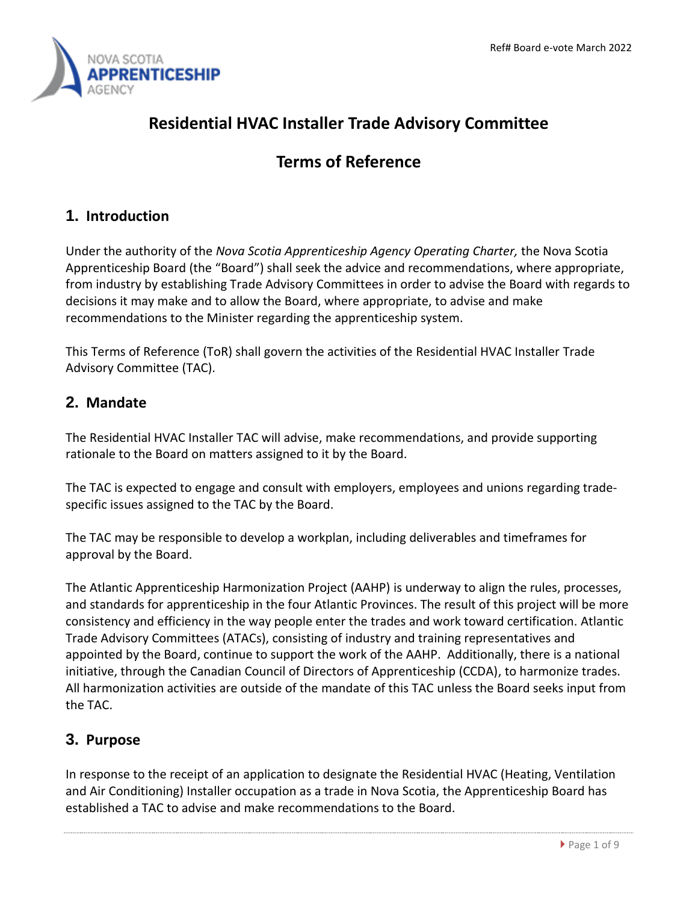Ref# Board e-vote March 2022

# Residential HVAC Installer Trade Advisory Committee

# Terms of Reference

## 1. Introduction

Under the authority of the *Nova Scotia Apprenticeship Agency Operating Charter,* the Nova Scotia Apprenticeship Board (the "Board") shall seek the advice and recommendations, where appropriate, from industry by establishing Trade Advisory Committees in order to advise the Board with regards to decisions it may make and to allow the Board, where appropriate, to advise and make recommendations to the Minister regarding the apprenticeship system.

This Terms of Reference (ToR) shall govern the activities of the Residential HVAC Installer Trade Advisory Committee (TAC).

## 2. Mandate

The Residential HVAC Installer TAC will advise, make recommendations, and provide supporting rationale to the Board on matters assigned to it by the Board.

The TAC is expected to engage and consult with employers, employees and unions regarding trade-specific issues assigned to the TAC by the Board.

The TAC may be responsible to develop a workplan, including deliverables and timeframes for approval by the Board.

The Atlantic Apprenticeship Harmonization Project (AAHP) is underway to align the rules, processes, and standards for apprenticeship in the four Atlantic Provinces. The result of this project will be more consistency and efficiency in the way people enter the trades and work toward certification. Atlantic Trade Advisory Committees (ATACs), consisting of industry and training representatives and appointed by the Board, continue to support the work of the AAHP. Additionally, there is a national initiative, through the Canadian Council of Directors of Apprenticeship (CCDA), to harmonize trades. All harmonization activities are outside of the mandate of this TAC unless the Board seeks input from the TAC.

## 3. Purpose

In response to the receipt of an application to designate the Residential HVAC (Heating, Ventilation and Air Conditioning) Installer occupation as a trade in Nova Scotia, the Apprenticeship Board has established a TAC to advise and make recommendations to the Board.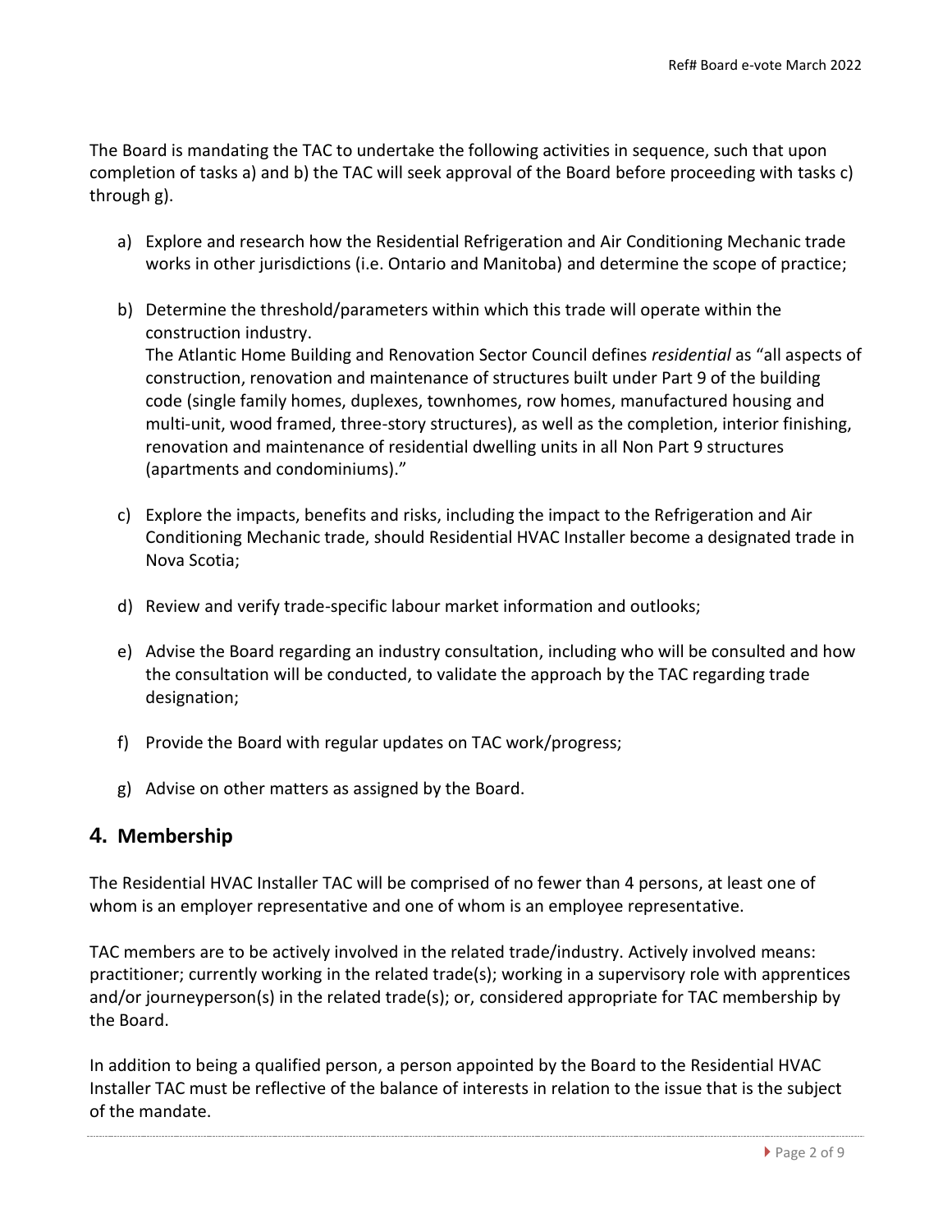The Board is mandating the TAC to undertake the following activities in sequence, such that upon completion of tasks a) and b) the TAC will seek approval of the Board before proceeding with tasks c) through g).

a) Explore and research how the Residential Refrigeration and Air Conditioning Mechanic trade works in other jurisdictions (i.e. Ontario and Manitoba) and determine the scope of practice;

b) Determine the threshold/parameters within which this trade will operate within the construction industry.
The Atlantic Home Building and Renovation Sector Council defines *residential* as "all aspects of construction, renovation and maintenance of structures built under Part 9 of the building code (single family homes, duplexes, townhomes, row homes, manufactured housing and multi-unit, wood framed, three-story structures), as well as the completion, interior finishing, renovation and maintenance of residential dwelling units in all Non Part 9 structures (apartments and condominiums)."

c) Explore the impacts, benefits and risks, including the impact to the Refrigeration and Air Conditioning Mechanic trade, should Residential HVAC Installer become a designated trade in Nova Scotia;

d) Review and verify trade-specific labour market information and outlooks;

e) Advise the Board regarding an industry consultation, including who will be consulted and how the consultation will be conducted, to validate the approach by the TAC regarding trade designation;

f) Provide the Board with regular updates on TAC work/progress;

g) Advise on other matters as assigned by the Board.

## 4. Membership

The Residential HVAC Installer TAC will be comprised of no fewer than 4 persons, at least one of whom is an employer representative and one of whom is an employee representative.

TAC members are to be actively involved in the related trade/industry. Actively involved means: practitioner; currently working in the related trade(s); working in a supervisory role with apprentices and/or journeyperson(s) in the related trade(s); or, considered appropriate for TAC membership by the Board.

In addition to being a qualified person, a person appointed by the Board to the Residential HVAC Installer TAC must be reflective of the balance of interests in relation to the issue that is the subject of the mandate.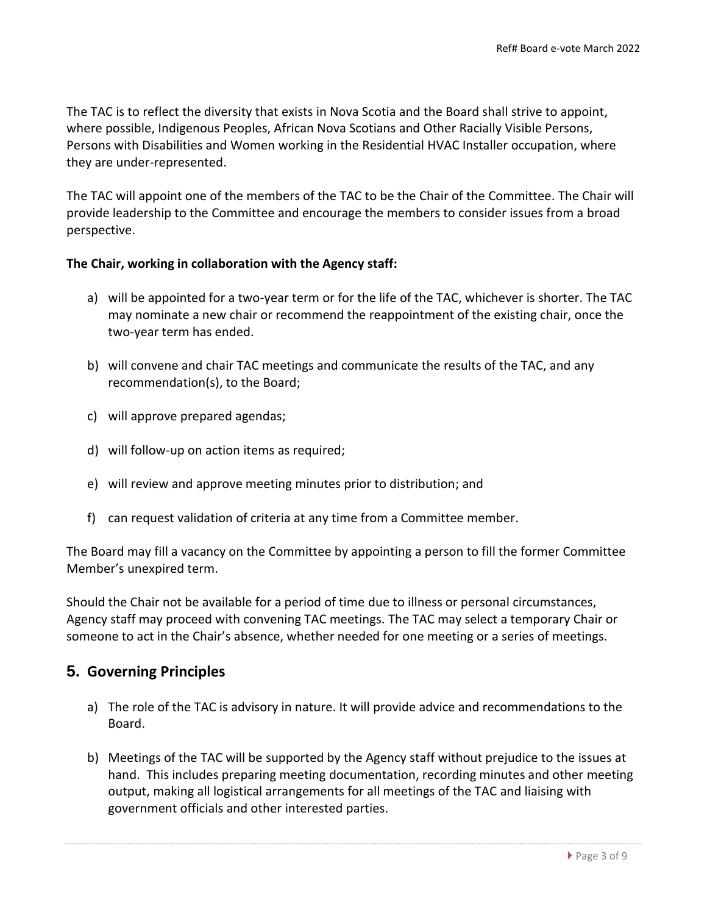The TAC is to reflect the diversity that exists in Nova Scotia and the Board shall strive to appoint, where possible, Indigenous Peoples, African Nova Scotians and Other Racially Visible Persons, Persons with Disabilities and Women working in the Residential HVAC Installer occupation, where they are under-represented.

The TAC will appoint one of the members of the TAC to be the Chair of the Committee. The Chair will provide leadership to the Committee and encourage the members to consider issues from a broad perspective.

**The Chair, working in collaboration with the Agency staff:**

a) will be appointed for a two-year term or for the life of the TAC, whichever is shorter. The TAC may nominate a new chair or recommend the reappointment of the existing chair, once the two-year term has ended.

b) will convene and chair TAC meetings and communicate the results of the TAC, and any recommendation(s), to the Board;

c) will approve prepared agendas;

d) will follow-up on action items as required;

e) will review and approve meeting minutes prior to distribution; and

f) can request validation of criteria at any time from a Committee member.

The Board may fill a vacancy on the Committee by appointing a person to fill the former Committee Member's unexpired term.

Should the Chair not be available for a period of time due to illness or personal circumstances, Agency staff may proceed with convening TAC meetings. The TAC may select a temporary Chair or someone to act in the Chair's absence, whether needed for one meeting or a series of meetings.

## 5. Governing Principles

a) The role of the TAC is advisory in nature. It will provide advice and recommendations to the Board.

b) Meetings of the TAC will be supported by the Agency staff without prejudice to the issues at hand. This includes preparing meeting documentation, recording minutes and other meeting output, making all logistical arrangements for all meetings of the TAC and liaising with government officials and other interested parties.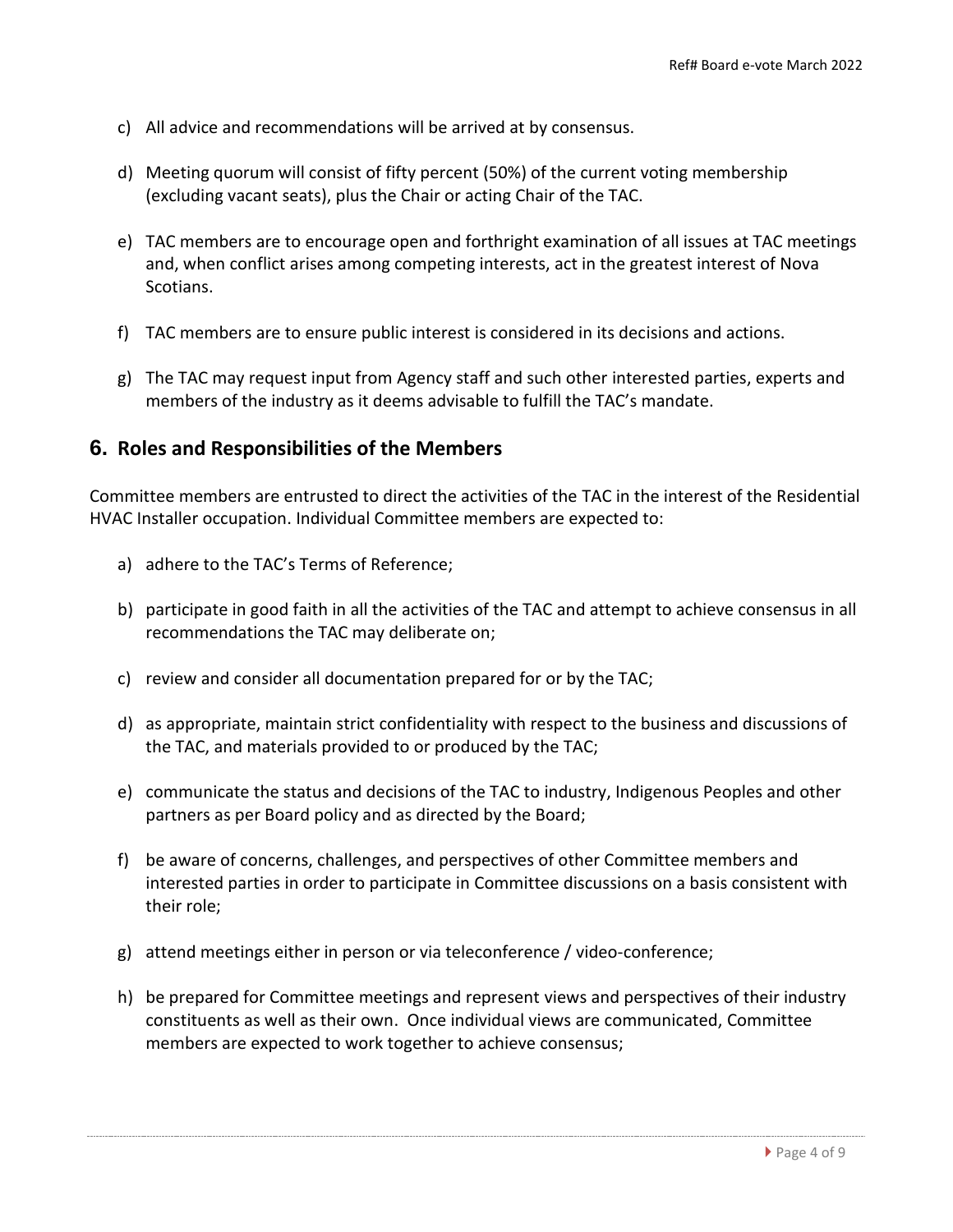c) All advice and recommendations will be arrived at by consensus.

d) Meeting quorum will consist of fifty percent (50%) of the current voting membership (excluding vacant seats), plus the Chair or acting Chair of the TAC.

e) TAC members are to encourage open and forthright examination of all issues at TAC meetings and, when conflict arises among competing interests, act in the greatest interest of Nova Scotians.

f) TAC members are to ensure public interest is considered in its decisions and actions.

g) The TAC may request input from Agency staff and such other interested parties, experts and members of the industry as it deems advisable to fulfill the TAC's mandate.

## 6. Roles and Responsibilities of the Members

Committee members are entrusted to direct the activities of the TAC in the interest of the Residential HVAC Installer occupation. Individual Committee members are expected to:

a) adhere to the TAC's Terms of Reference;

b) participate in good faith in all the activities of the TAC and attempt to achieve consensus in all recommendations the TAC may deliberate on;

c) review and consider all documentation prepared for or by the TAC;

d) as appropriate, maintain strict confidentiality with respect to the business and discussions of the TAC, and materials provided to or produced by the TAC;

e) communicate the status and decisions of the TAC to industry, Indigenous Peoples and other partners as per Board policy and as directed by the Board;

f) be aware of concerns, challenges, and perspectives of other Committee members and interested parties in order to participate in Committee discussions on a basis consistent with their role;

g) attend meetings either in person or via teleconference / video-conference;

h) be prepared for Committee meetings and represent views and perspectives of their industry constituents as well as their own. Once individual views are communicated, Committee members are expected to work together to achieve consensus;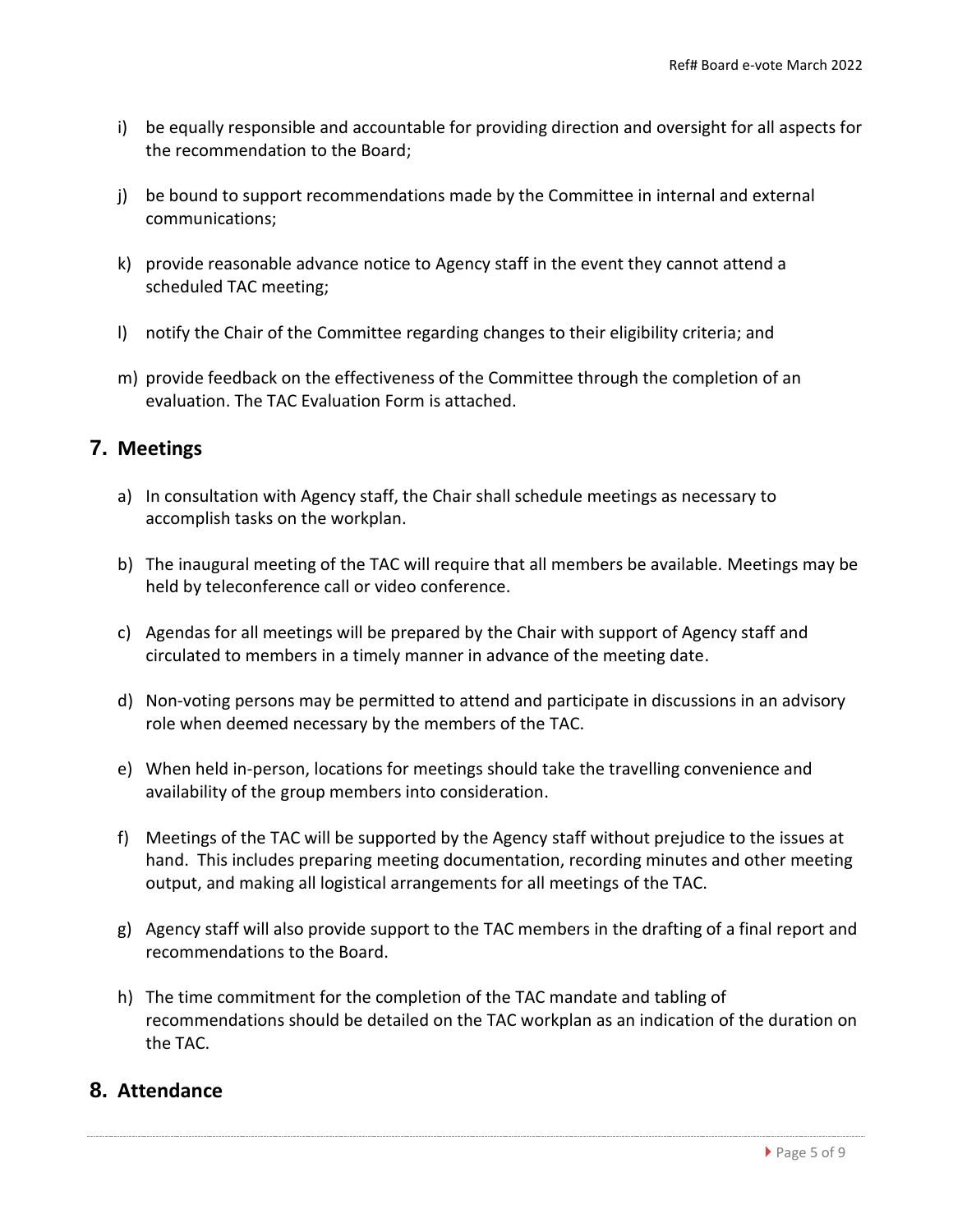i) be equally responsible and accountable for providing direction and oversight for all aspects for the recommendation to the Board;

j) be bound to support recommendations made by the Committee in internal and external communications;

k) provide reasonable advance notice to Agency staff in the event they cannot attend a scheduled TAC meeting;

l) notify the Chair of the Committee regarding changes to their eligibility criteria; and

m) provide feedback on the effectiveness of the Committee through the completion of an evaluation. The TAC Evaluation Form is attached.

## 7. Meetings

a) In consultation with Agency staff, the Chair shall schedule meetings as necessary to accomplish tasks on the workplan.

b) The inaugural meeting of the TAC will require that all members be available. Meetings may be held by teleconference call or video conference.

c) Agendas for all meetings will be prepared by the Chair with support of Agency staff and circulated to members in a timely manner in advance of the meeting date.

d) Non-voting persons may be permitted to attend and participate in discussions in an advisory role when deemed necessary by the members of the TAC.

e) When held in-person, locations for meetings should take the travelling convenience and availability of the group members into consideration.

f) Meetings of the TAC will be supported by the Agency staff without prejudice to the issues at hand. This includes preparing meeting documentation, recording minutes and other meeting output, and making all logistical arrangements for all meetings of the TAC.

g) Agency staff will also provide support to the TAC members in the drafting of a final report and recommendations to the Board.

h) The time commitment for the completion of the TAC mandate and tabling of recommendations should be detailed on the TAC workplan as an indication of the duration on the TAC.

## 8. Attendance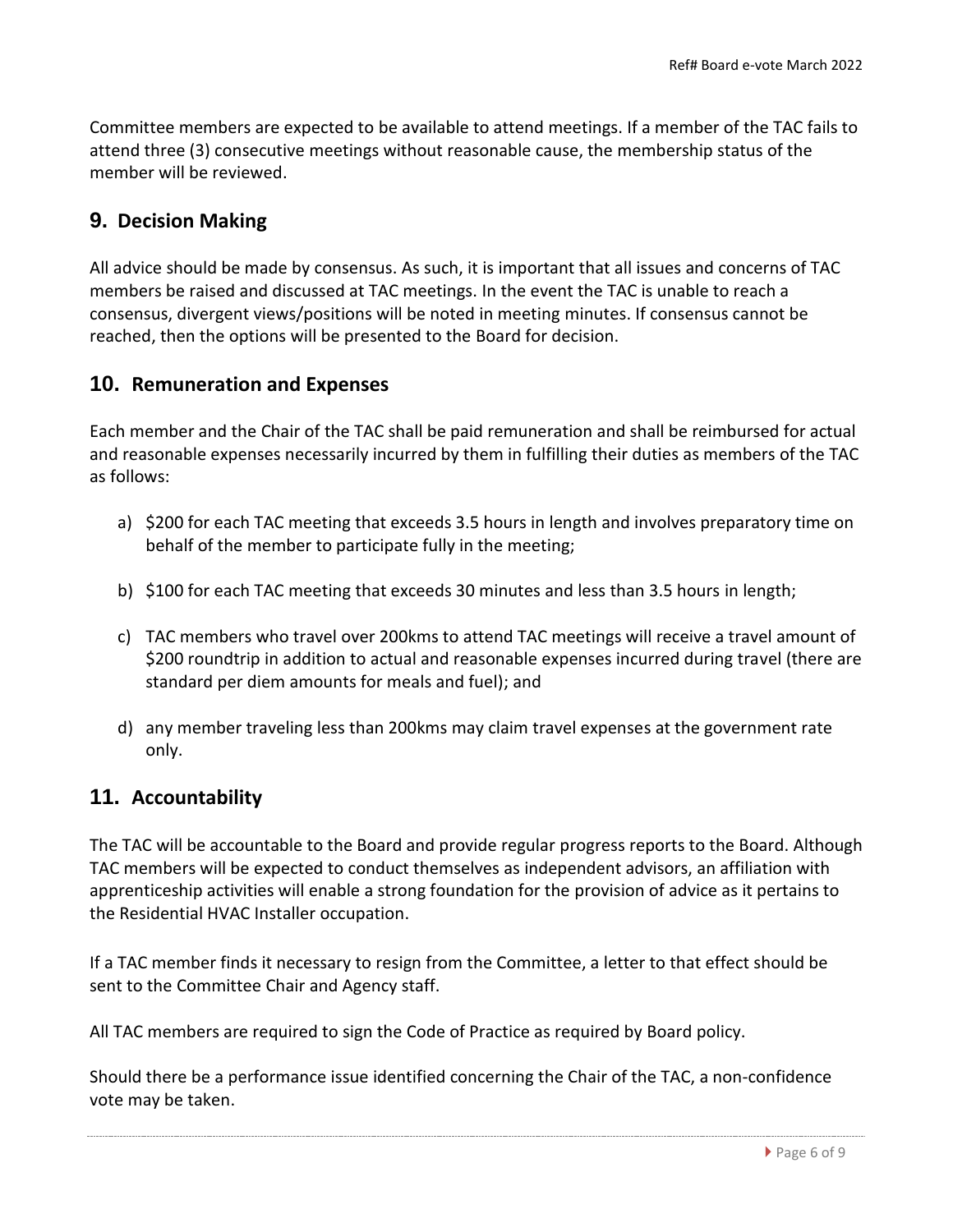Committee members are expected to be available to attend meetings. If a member of the TAC fails to attend three (3) consecutive meetings without reasonable cause, the membership status of the member will be reviewed.

## 9. Decision Making

All advice should be made by consensus. As such, it is important that all issues and concerns of TAC members be raised and discussed at TAC meetings. In the event the TAC is unable to reach a consensus, divergent views/positions will be noted in meeting minutes. If consensus cannot be reached, then the options will be presented to the Board for decision.

## 10. Remuneration and Expenses

Each member and the Chair of the TAC shall be paid remuneration and shall be reimbursed for actual and reasonable expenses necessarily incurred by them in fulfilling their duties as members of the TAC as follows:

a) $200 for each TAC meeting that exceeds 3.5 hours in length and involves preparatory time on behalf of the member to participate fully in the meeting;

b) $100 for each TAC meeting that exceeds 30 minutes and less than 3.5 hours in length;

c) TAC members who travel over 200kms to attend TAC meetings will receive a travel amount of $200 roundtrip in addition to actual and reasonable expenses incurred during travel (there are standard per diem amounts for meals and fuel); and

d) any member traveling less than 200kms may claim travel expenses at the government rate only.

## 11. Accountability

The TAC will be accountable to the Board and provide regular progress reports to the Board. Although TAC members will be expected to conduct themselves as independent advisors, an affiliation with apprenticeship activities will enable a strong foundation for the provision of advice as it pertains to the Residential HVAC Installer occupation.

If a TAC member finds it necessary to resign from the Committee, a letter to that effect should be sent to the Committee Chair and Agency staff.

All TAC members are required to sign the Code of Practice as required by Board policy.

Should there be a performance issue identified concerning the Chair of the TAC, a non-confidence vote may be taken.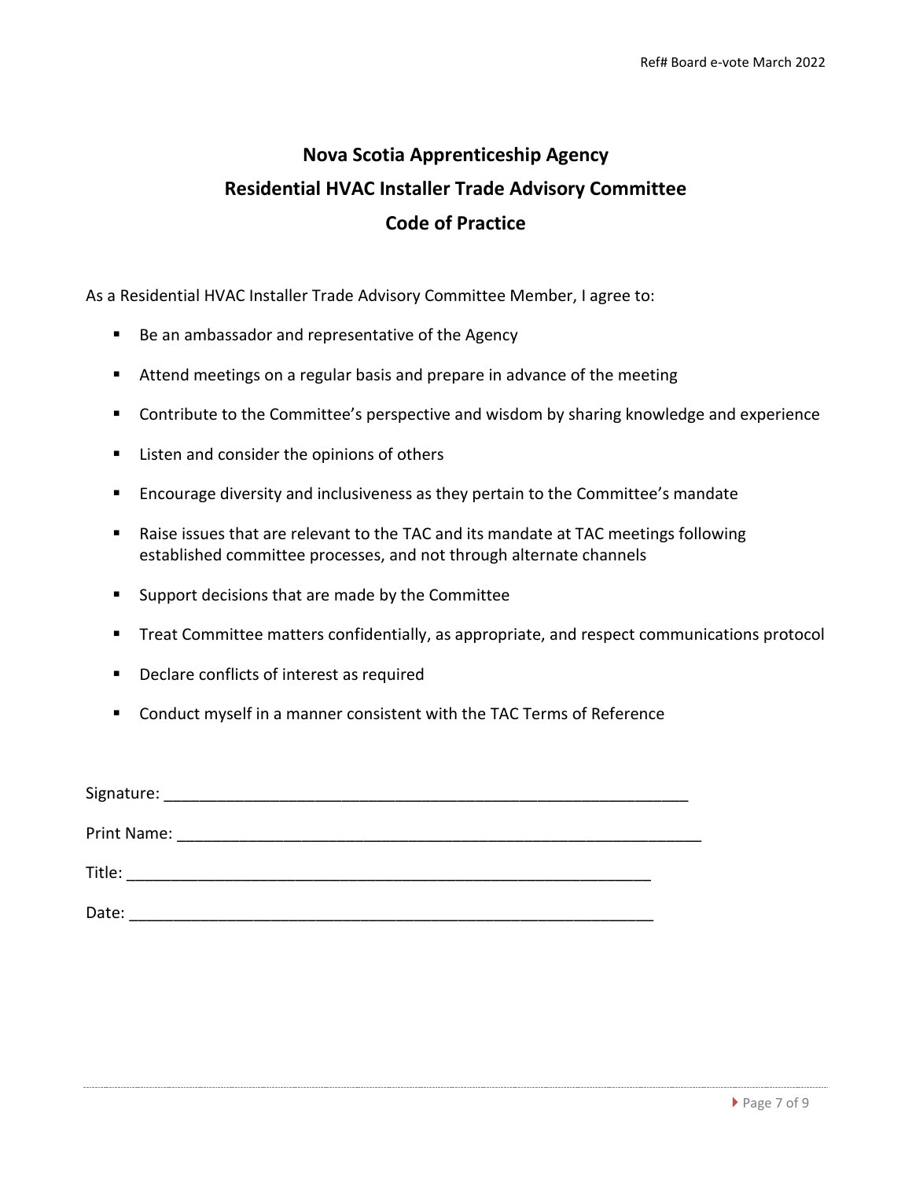# Nova Scotia Apprenticeship Agency
# Residential HVAC Installer Trade Advisory Committee
# Code of Practice

As a Residential HVAC Installer Trade Advisory Committee Member, I agree to:

- Be an ambassador and representative of the Agency
- Attend meetings on a regular basis and prepare in advance of the meeting
- Contribute to the Committee's perspective and wisdom by sharing knowledge and experience
- Listen and consider the opinions of others
- Encourage diversity and inclusiveness as they pertain to the Committee's mandate
- Raise issues that are relevant to the TAC and its mandate at TAC meetings following established committee processes, and not through alternate channels
- Support decisions that are made by the Committee
- Treat Committee matters confidentially, as appropriate, and respect communications protocol
- Declare conflicts of interest as required
- Conduct myself in a manner consistent with the TAC Terms of Reference

Signature: ____________________________________________________________

Print Name: ____________________________________________________________

Title: ____________________________________________________________

Date: ____________________________________________________________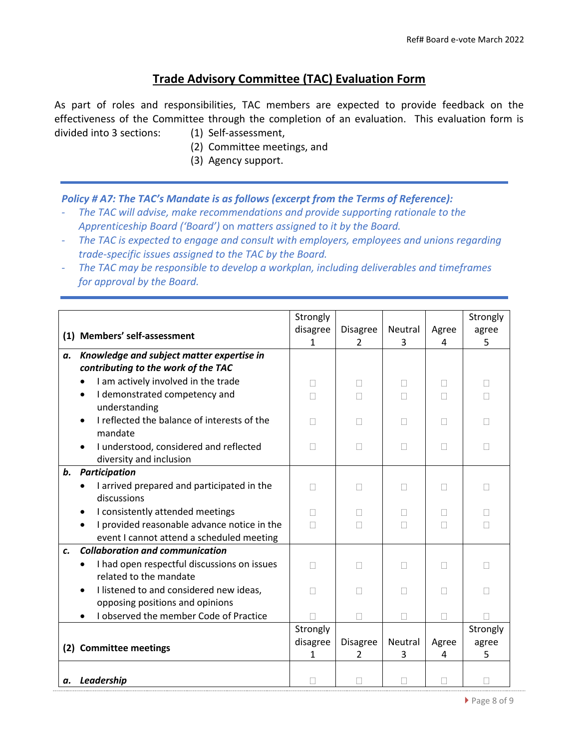Ref# Board e-vote March 2022

# Trade Advisory Committee (TAC) Evaluation Form

As part of roles and responsibilities, TAC members are expected to provide feedback on the effectiveness of the Committee through the completion of an evaluation. This evaluation form is divided into 3 sections:

1. Self-assessment,
2. Committee meetings, and
3. Agency support.

---

***Policy # A7: The TAC's Mandate is as follows (excerpt from the Terms of Reference):***

- *The TAC will advise, make recommendations and provide supporting rationale to the Apprenticeship Board ('Board')* on *matters assigned to it by the Board.*
- *The TAC is expected to engage and consult with employers, employees and unions regarding trade-specific issues assigned to the TAC by the Board.*
- *The TAC may be responsible to develop a workplan, including deliverables and timeframes for approval by the Board.*

---

| **(1) Members' self-assessment** | Strongly disagree 1 | Disagree 2 | Neutral 3 | Agree 4 | Strongly agree 5 |
|---|---|---|---|---|---|
| ***a. Knowledge and subject matter expertise in contributing to the work of the TAC*** | | | | | |
| • I am actively involved in the trade | ☐ | ☐ | ☐ | ☐ | ☐ |
| • I demonstrated competency and understanding | ☐ | ☐ | ☐ | ☐ | ☐ |
| • I reflected the balance of interests of the mandate | ☐ | ☐ | ☐ | ☐ | ☐ |
| • I understood, considered and reflected diversity and inclusion | ☐ | ☐ | ☐ | ☐ | ☐ |
| ***b. Participation*** | | | | | |
| • I arrived prepared and participated in the discussions | ☐ | ☐ | ☐ | ☐ | ☐ |
| • I consistently attended meetings | ☐ | ☐ | ☐ | ☐ | ☐ |
| • I provided reasonable advance notice in the event I cannot attend a scheduled meeting | ☐ | ☐ | ☐ | ☐ | ☐ |
| ***c. Collaboration and communication*** | | | | | |
| • I had open respectful discussions on issues related to the mandate | ☐ | ☐ | ☐ | ☐ | ☐ |
| • I listened to and considered new ideas, opposing positions and opinions | ☐ | ☐ | ☐ | ☐ | ☐ |
| • I observed the member Code of Practice | ☐ | ☐ | ☐ | ☐ | ☐ |
| **(2) Committee meetings** | **Strongly disagree 1** | **Disagree 2** | **Neutral 3** | **Agree 4** | **Strongly agree 5** |
| ***a. Leadership*** | ☐ | ☐ | ☐ | ☐ | ☐ |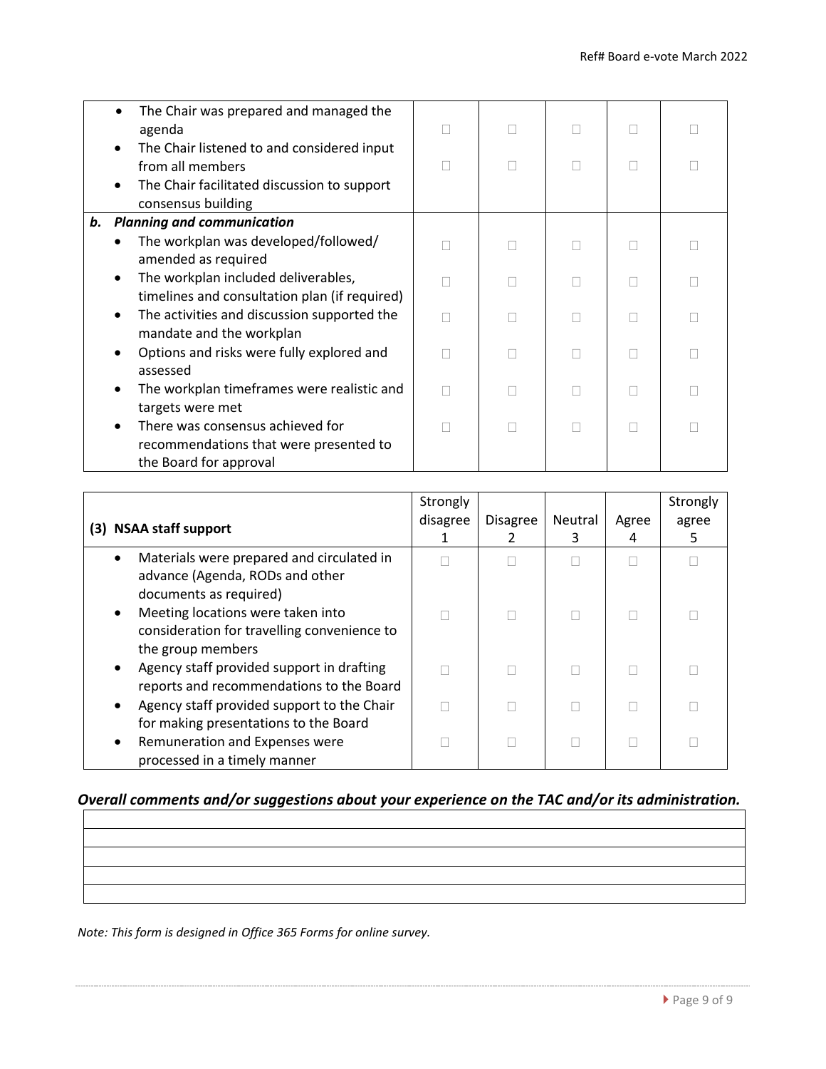| | | | | | |
|---|---|---|---|---|---|
| • The Chair was prepared and managed the agenda | ☐ | ☐ | ☐ | ☐ | ☐ |
| • The Chair listened to and considered input from all members | ☐ | ☐ | ☐ | ☐ | ☐ |
| • The Chair facilitated discussion to support consensus building | | | | | |
| ***b. Planning and communication*** | | | | | |
| • The workplan was developed/followed/ amended as required | ☐ | ☐ | ☐ | ☐ | ☐ |
| • The workplan included deliverables, timelines and consultation plan (if required) | ☐ | ☐ | ☐ | ☐ | ☐ |
| • The activities and discussion supported the mandate and the workplan | ☐ | ☐ | ☐ | ☐ | ☐ |
| • Options and risks were fully explored and assessed | ☐ | ☐ | ☐ | ☐ | ☐ |
| • The workplan timeframes were realistic and targets were met | ☐ | ☐ | ☐ | ☐ | ☐ |
| • There was consensus achieved for recommendations that were presented to the Board for approval | ☐ | ☐ | ☐ | ☐ | ☐ |

| **(3) NSAA staff support** | Strongly disagree 1 | Disagree 2 | Neutral 3 | Agree 4 | Strongly agree 5 |
|---|---|---|---|---|---|
| • Materials were prepared and circulated in advance (Agenda, RODs and other documents as required) | ☐ | ☐ | ☐ | ☐ | ☐ |
| • Meeting locations were taken into consideration for travelling convenience to the group members | ☐ | ☐ | ☐ | ☐ | ☐ |
| • Agency staff provided support in drafting reports and recommendations to the Board | ☐ | ☐ | ☐ | ☐ | ☐ |
| • Agency staff provided support to the Chair for making presentations to the Board | ☐ | ☐ | ☐ | ☐ | ☐ |
| • Remuneration and Expenses were processed in a timely manner | ☐ | ☐ | ☐ | ☐ | ☐ |

### *Overall comments and/or suggestions about your experience on the TAC and/or its administration.*

| |
|---|
| |
| |
| |
| |

*Note: This form is designed in Office 365 Forms for online survey.*